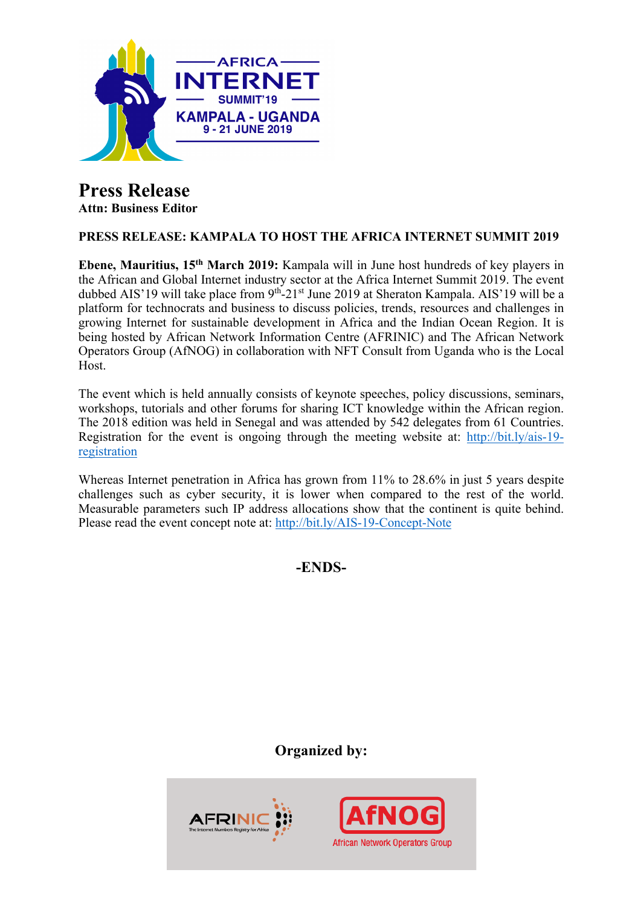# Press Release

**Attn: Business Editor**

**PRESS RELEASE: KAMPALA TO HOST THE AFRICA INTERNET SUMMIT 2019**

**Ebene, Mauritius, 15th March 2019:** Kampala will in June host hundreds of key players in the African and Global Internet industry sector at the Africa Internet Summit 2019. The event dubbed AIS'19 will take place from 9th-21st June 2019 at Sheraton Kampala. AIS'19 will be a platform for technocrats and business to discuss policies, trends, resources and challenges in growing Internet for sustainable development in Africa and the Indian Ocean Region. It is being hosted by African Network Information Centre (AFRINIC) and The African Network Operators Group (AfNOG) in collaboration with NFT Consult from Uganda who is the Local Host.

The event which is held annually consists of keynote speeches, policy discussions, seminars, workshops, tutorials and other forums for sharing ICT knowledge within the African region. The 2018 edition was held in Senegal and was attended by 542 delegates from 61 Countries. Registration for the event is ongoing through the meeting website at: [http://bit.ly/ais-19-registration](http://bit.ly/ais-19-registration)

Whereas Internet penetration in Africa has grown from 11% to 28.6% in just 5 years despite challenges such as cyber security, it is lower when compared to the rest of the world. Measurable parameters such IP address allocations show that the continent is quite behind. Please read the event concept note at: [http://bit.ly/AIS-19-Concept-Note](http://bit.ly/AIS-19-Concept-Note)

**-ENDS-**

**Organized by:**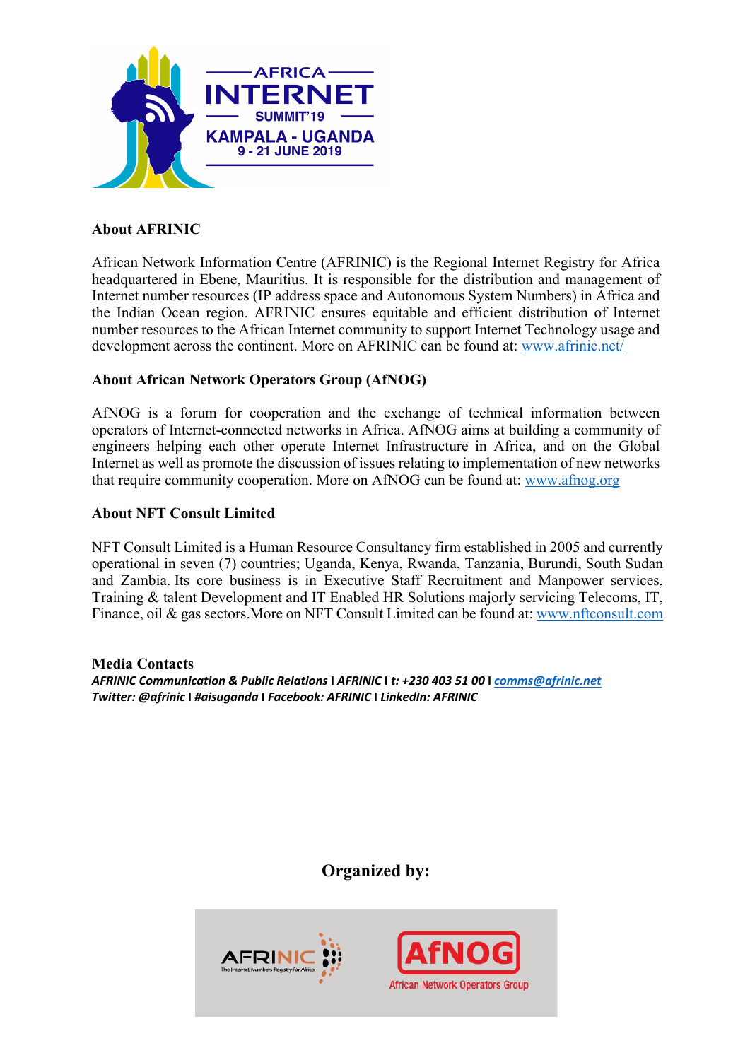AFRICA INTERNET SUMMIT'19
KAMPALA - UGANDA
9 - 21 JUNE 2019

**About AFRINIC**

African Network Information Centre (AFRINIC) is the Regional Internet Registry for Africa headquartered in Ebene, Mauritius. It is responsible for the distribution and management of Internet number resources (IP address space and Autonomous System Numbers) in Africa and the Indian Ocean region. AFRINIC ensures equitable and efficient distribution of Internet number resources to the African Internet community to support Internet Technology usage and development across the continent. More on AFRINIC can be found at: [www.afrinic.net/](http://www.afrinic.net/)

**About African Network Operators Group (AfNOG)**

AfNOG is a forum for cooperation and the exchange of technical information between operators of Internet-connected networks in Africa. AfNOG aims at building a community of engineers helping each other operate Internet Infrastructure in Africa, and on the Global Internet as well as promote the discussion of issues relating to implementation of new networks that require community cooperation. More on AfNOG can be found at: [www.afnog.org](http://www.afnog.org)

**About NFT Consult Limited**

NFT Consult Limited is a Human Resource Consultancy firm established in 2005 and currently operational in seven (7) countries; Uganda, Kenya, Rwanda, Tanzania, Burundi, South Sudan and Zambia. Its core business is in Executive Staff Recruitment and Manpower services, Training & talent Development and IT Enabled HR Solutions majorly servicing Telecoms, IT, Finance, oil & gas sectors.More on NFT Consult Limited can be found at: [www.nftconsult.com](http://www.nftconsult.com)

**Media Contacts**

***AFRINIC Communication & Public Relations* | *AFRINIC* | *t: +230 403 51 00* | [*comms@afrinic.net*](mailto:comms@afrinic.net)**
***Twitter: @afrinic* | *#aisuganda* | *Facebook: AFRINIC* | *LinkedIn: AFRINIC***

**Organized by:**

AFRINIC — The Internet Numbers Registry for Africa

AfNOG — African Network Operators Group